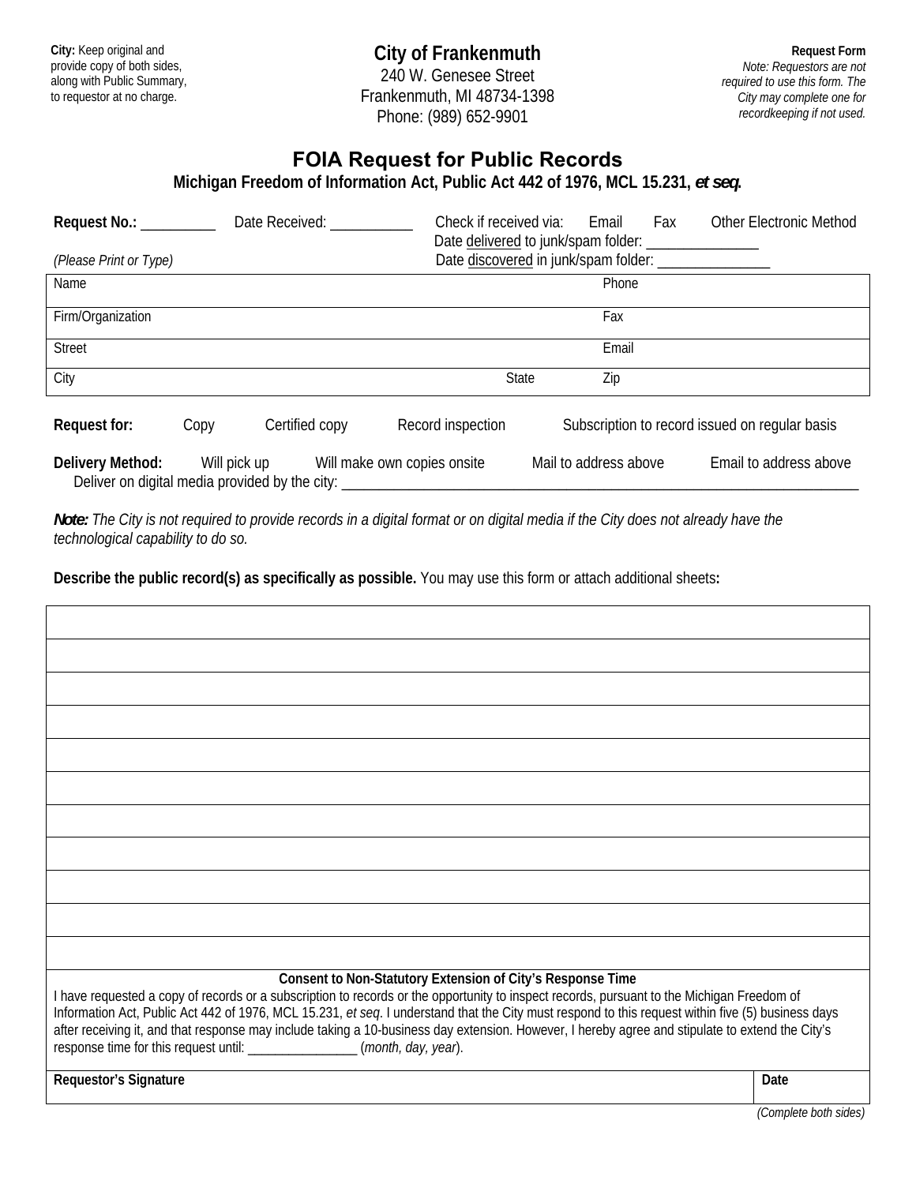**City:** Keep original and provide copy of both sides, along with Public Summary, to requestor at no charge.

**City of Frankenmuth**
240 W. Genesee Street
Frankenmuth, MI 48734-1398
Phone: (989) 652-9901

**Request Form**
*Note: Requestors are not required to use this form. The City may complete one for recordkeeping if not used.*

# FOIA Request for Public Records

**Michigan Freedom of Information Act, Public Act 442 of 1976, MCL 15.231, *et seq.***

**Request No.:** __________ Date Received: ___________ Check if received via: Email Fax Other Electronic Method

Date delivered to junk/spam folder: _______________

Date discovered in junk/spam folder: _______________

*(Please Print or Type)*

| Name | | Phone |
|---|---|---|
| Firm/Organization | | Fax |
| Street | | Email |
| City | State | Zip |

**Request for:** Copy Certified copy Record inspection Subscription to record issued on regular basis

**Delivery Method:** Will pick up Will make own copies onsite Mail to address above Email to address above

Deliver on digital media provided by the city: ______________________________________________

***Note:*** *The City is not required to provide records in a digital format or on digital media if the City does not already have the technological capability to do so.*

**Describe the public record(s) as specifically as possible.** You may use this form or attach additional sheets**:**

|  |
|---|
|  |
|  |
|  |
|  |
|  |
|  |
|  |
|  |
|  |
|  |

**Consent to Non-Statutory Extension of City's Response Time**

I have requested a copy of records or a subscription to records or the opportunity to inspect records, pursuant to the Michigan Freedom of Information Act, Public Act 442 of 1976, MCL 15.231, *et seq*. I understand that the City must respond to this request within five (5) business days after receiving it, and that response may include taking a 10-business day extension. However, I hereby agree and stipulate to extend the City's response time for this request until: ________________ (*month, day, year*).

| **Requestor's Signature** | **Date** |
|---|---|
| | |

*(Complete both sides)*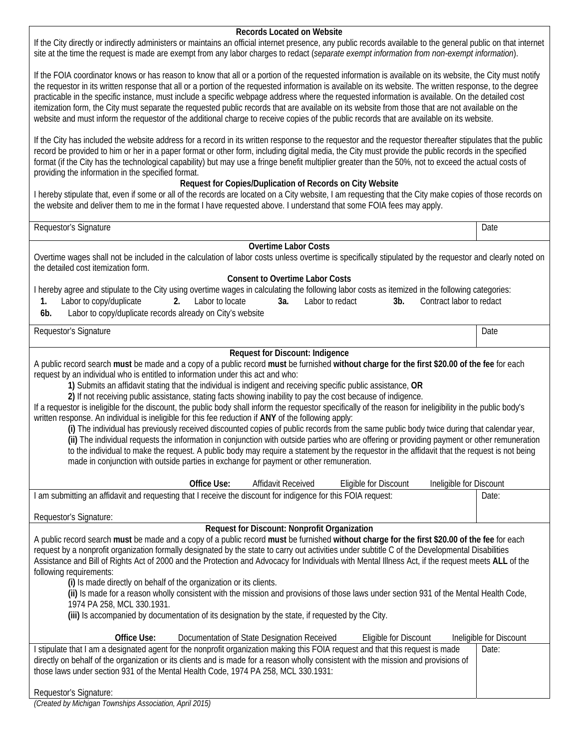### Records Located on Website

If the City directly or indirectly administers or maintains an official internet presence, any public records available to the general public on that internet site at the time the request is made are exempt from any labor charges to redact (*separate exempt information from non-exempt information*).

If the FOIA coordinator knows or has reason to know that all or a portion of the requested information is available on its website, the City must notify the requestor in its written response that all or a portion of the requested information is available on its website. The written response, to the degree practicable in the specific instance, must include a specific webpage address where the requested information is available. On the detailed cost itemization form, the City must separate the requested public records that are available on its website from those that are not available on the website and must inform the requestor of the additional charge to receive copies of the public records that are available on its website.

If the City has included the website address for a record in its written response to the requestor and the requestor thereafter stipulates that the public record be provided to him or her in a paper format or other form, including digital media, the City must provide the public records in the specified format (if the City has the technological capability) but may use a fringe benefit multiplier greater than the 50%, not to exceed the actual costs of providing the information in the specified format.

### Request for Copies/Duplication of Records on City Website

I hereby stipulate that, even if some or all of the records are located on a City website, I am requesting that the City make copies of those records on the website and deliver them to me in the format I have requested above. I understand that some FOIA fees may apply.

| Requestor's Signature | Date |
|---|---|

### Overtime Labor Costs

Overtime wages shall not be included in the calculation of labor costs unless overtime is specifically stipulated by the requestor and clearly noted on the detailed cost itemization form.

### Consent to Overtime Labor Costs

I hereby agree and stipulate to the City using overtime wages in calculating the following labor costs as itemized in the following categories:

**1.** Labor to copy/duplicate **2.** Labor to locate **3a.** Labor to redact **3b.** Contract labor to redact
**6b.** Labor to copy/duplicate records already on City's website

| Requestor's Signature | Date |
|---|---|

### Request for Discount: Indigence

A public record search **must** be made and a copy of a public record **must** be furnished **without charge for the first $20.00 of the fee** for each request by an individual who is entitled to information under this act and who:

**1)** Submits an affidavit stating that the individual is indigent and receiving specific public assistance, **OR**
**2)** If not receiving public assistance, stating facts showing inability to pay the cost because of indigence.

If a requestor is ineligible for the discount, the public body shall inform the requestor specifically of the reason for ineligibility in the public body's written response. An individual is ineligible for this fee reduction if **ANY** of the following apply:

**(i)** The individual has previously received discounted copies of public records from the same public body twice during that calendar year,
**(ii)** The individual requests the information in conjunction with outside parties who are offering or providing payment or other remuneration to the individual to make the request. A public body may require a statement by the requestor in the affidavit that the request is not being made in conjunction with outside parties in exchange for payment or other remuneration.

**Office Use:** Affidavit Received Eligible for Discount Ineligible for Discount

| I am submitting an affidavit and requesting that I receive the discount for indigence for this FOIA request:<br><br>Requestor's Signature: | Date: |
|---|---|

### Request for Discount: Nonprofit Organization

A public record search **must** be made and a copy of a public record **must** be furnished **without charge for the first $20.00 of the fee** for each request by a nonprofit organization formally designated by the state to carry out activities under subtitle C of the Developmental Disabilities Assistance and Bill of Rights Act of 2000 and the Protection and Advocacy for Individuals with Mental Illness Act, if the request meets **ALL** of the following requirements:

**(i)** Is made directly on behalf of the organization or its clients.
**(ii)** Is made for a reason wholly consistent with the mission and provisions of those laws under section 931 of the Mental Health Code, 1974 PA 258, MCL 330.1931.
**(iii)** Is accompanied by documentation of its designation by the state, if requested by the City.

**Office Use:** Documentation of State Designation Received Eligible for Discount Ineligible for Discount

| I stipulate that I am a designated agent for the nonprofit organization making this FOIA request and that this request is made directly on behalf of the organization or its clients and is made for a reason wholly consistent with the mission and provisions of those laws under section 931 of the Mental Health Code, 1974 PA 258, MCL 330.1931:<br><br>Requestor's Signature: | Date: |
|---|---|

*(Created by Michigan Townships Association, April 2015)*